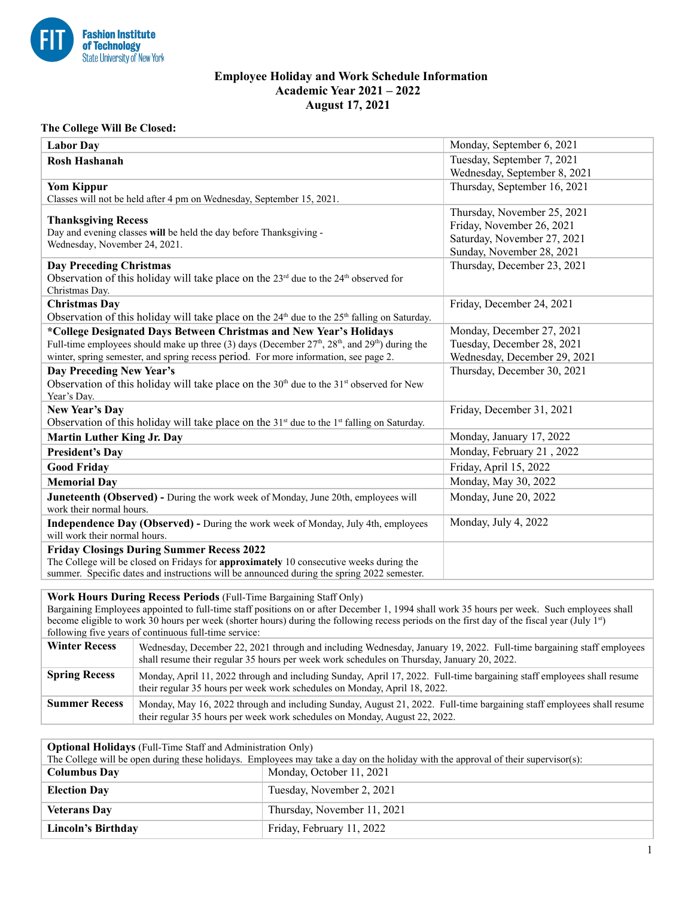Fashion Institute of Technology
State University of New York

# Employee Holiday and Work Schedule Information
## Academic Year 2021 – 2022
## August 17, 2021

**The College Will Be Closed:**

| Holiday | Date |
|---|---|
| **Labor Day** | Monday, September 6, 2021 |
| **Rosh Hashanah** | Tuesday, September 7, 2021<br>Wednesday, September 8, 2021 |
| **Yom Kippur**<br>Classes will not be held after 4 pm on Wednesday, September 15, 2021. | Thursday, September 16, 2021 |
| **Thanksgiving Recess**<br>Day and evening classes **will** be held the day before Thanksgiving - Wednesday, November 24, 2021. | Thursday, November 25, 2021<br>Friday, November 26, 2021<br>Saturday, November 27, 2021<br>Sunday, November 28, 2021 |
| **Day Preceding Christmas**<br>Observation of this holiday will take place on the 23rd due to the 24th observed for Christmas Day. | Thursday, December 23, 2021 |
| **Christmas Day**<br>Observation of this holiday will take place on the 24th due to the 25th falling on Saturday. | Friday, December 24, 2021 |
| ***College Designated Days Between Christmas and New Year's Holidays**<br>Full-time employees should make up three (3) days (December 27th, 28th, and 29th) during the winter, spring semester, and spring recess period. For more information, see page 2. | Monday, December 27, 2021<br>Tuesday, December 28, 2021<br>Wednesday, December 29, 2021 |
| **Day Preceding New Year's**<br>Observation of this holiday will take place on the 30th due to the 31st observed for New Year's Day. | Thursday, December 30, 2021 |
| **New Year's Day**<br>Observation of this holiday will take place on the 31st due to the 1st falling on Saturday. | Friday, December 31, 2021 |
| **Martin Luther King Jr. Day** | Monday, January 17, 2022 |
| **President's Day** | Monday, February 21 , 2022 |
| **Good Friday** | Friday, April 15, 2022 |
| **Memorial Day** | Monday, May 30, 2022 |
| **Juneteenth (Observed) -** During the work week of Monday, June 20th, employees will work their normal hours. | Monday, June 20, 2022 |
| **Independence Day (Observed) -** During the work week of Monday, July 4th, employees will work their normal hours. | Monday, July 4, 2022 |
| **Friday Closings During Summer Recess 2022**<br>The College will be closed on Fridays for **approximately** 10 consecutive weeks during the summer. Specific dates and instructions will be announced during the spring 2022 semester. | |

**Work Hours During Recess Periods** (Full-Time Bargaining Staff Only)

Bargaining Employees appointed to full-time staff positions on or after December 1, 1994 shall work 35 hours per week. Such employees shall become eligible to work 30 hours per week (shorter hours) during the following recess periods on the first day of the fiscal year (July 1st) following five years of continuous full-time service:

| Recess | Period |
|---|---|
| **Winter Recess** | Wednesday, December 22, 2021 through and including Wednesday, January 19, 2022. Full-time bargaining staff employees shall resume their regular 35 hours per week work schedules on Thursday, January 20, 2022. |
| **Spring Recess** | Monday, April 11, 2022 through and including Sunday, April 17, 2022. Full-time bargaining staff employees shall resume their regular 35 hours per week work schedules on Monday, April 18, 2022. |
| **Summer Recess** | Monday, May 16, 2022 through and including Sunday, August 21, 2022. Full-time bargaining staff employees shall resume their regular 35 hours per week work schedules on Monday, August 22, 2022. |

**Optional Holidays** (Full-Time Staff and Administration Only)

The College will be open during these holidays. Employees may take a day on the holiday with the approval of their supervisor(s):

| Holiday | Date |
|---|---|
| **Columbus Day** | Monday, October 11, 2021 |
| **Election Day** | Tuesday, November 2, 2021 |
| **Veterans Day** | Thursday, November 11, 2021 |
| **Lincoln's Birthday** | Friday, February 11, 2022 |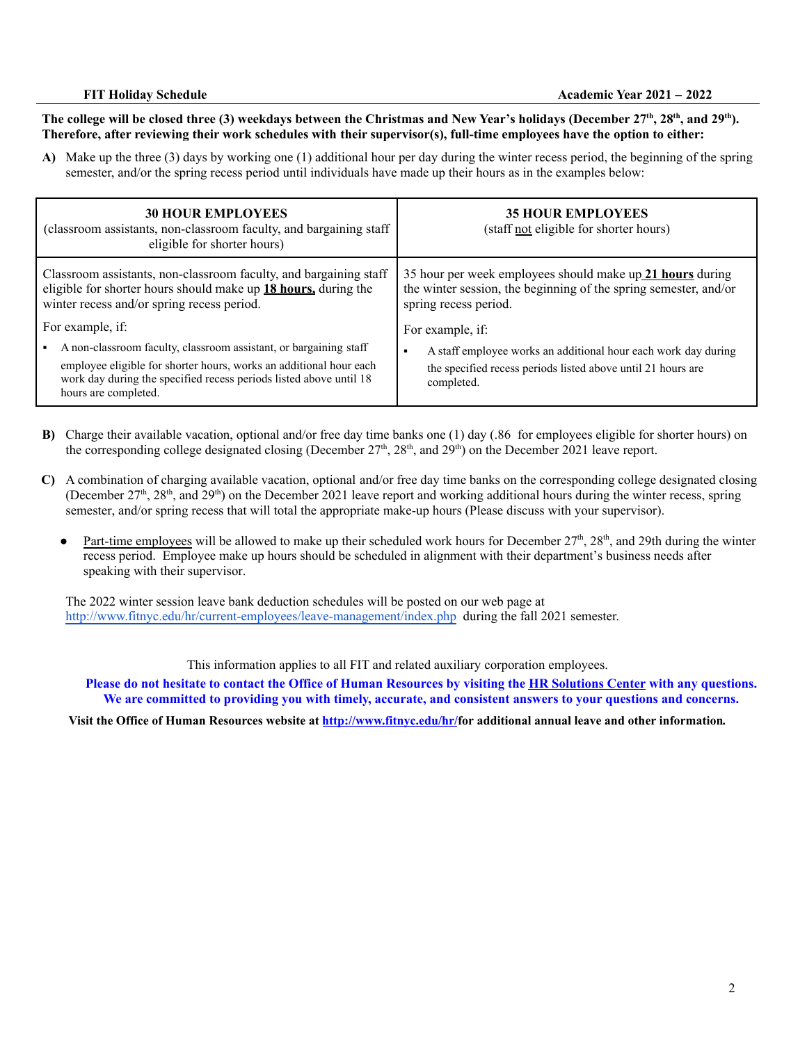**FIT Holiday Schedule** **Academic Year 2021 – 2022**

**The college will be closed three (3) weekdays between the Christmas and New Year's holidays (December 27th, 28th, and 29th). Therefore, after reviewing their work schedules with their supervisor(s), full-time employees have the option to either:**

**A)** Make up the three (3) days by working one (1) additional hour per day during the winter recess period, the beginning of the spring semester, and/or the spring recess period until individuals have made up their hours as in the examples below:

| **30 HOUR EMPLOYEES** (classroom assistants, non-classroom faculty, and bargaining staff eligible for shorter hours) | **35 HOUR EMPLOYEES** (staff not eligible for shorter hours) |
| --- | --- |
| Classroom assistants, non-classroom faculty, and bargaining staff eligible for shorter hours should make up **18 hours,** during the winter recess and/or spring recess period.<br><br>For example, if:<br><br>▪ A non-classroom faculty, classroom assistant, or bargaining staff employee eligible for shorter hours, works an additional hour each work day during the specified recess periods listed above until 18 hours are completed. | 35 hour per week employees should make up **21 hours** during the winter session, the beginning of the spring semester, and/or spring recess period.<br><br>For example, if:<br><br>▪ A staff employee works an additional hour each work day during the specified recess periods listed above until 21 hours are completed. |

**B)** Charge their available vacation, optional and/or free day time banks one (1) day (.86 for employees eligible for shorter hours) on the corresponding college designated closing (December 27th, 28th, and 29th) on the December 2021 leave report.

**C)** A combination of charging available vacation, optional and/or free day time banks on the corresponding college designated closing (December 27th, 28th, and 29th) on the December 2021 leave report and working additional hours during the winter recess, spring semester, and/or spring recess that will total the appropriate make-up hours (Please discuss with your supervisor).

- Part-time employees will be allowed to make up their scheduled work hours for December 27th, 28th, and 29th during the winter recess period. Employee make up hours should be scheduled in alignment with their department's business needs after speaking with their supervisor.

The 2022 winter session leave bank deduction schedules will be posted on our web page at http://www.fitnyc.edu/hr/current-employees/leave-management/index.php during the fall 2021 semester.

This information applies to all FIT and related auxiliary corporation employees.

**Please do not hesitate to contact the Office of Human Resources by visiting the HR Solutions Center with any questions. We are committed to providing you with timely, accurate, and consistent answers to your questions and concerns.**

**Visit the Office of Human Resources website at http://www.fitnyc.edu/hr/ for additional annual leave and other information.**